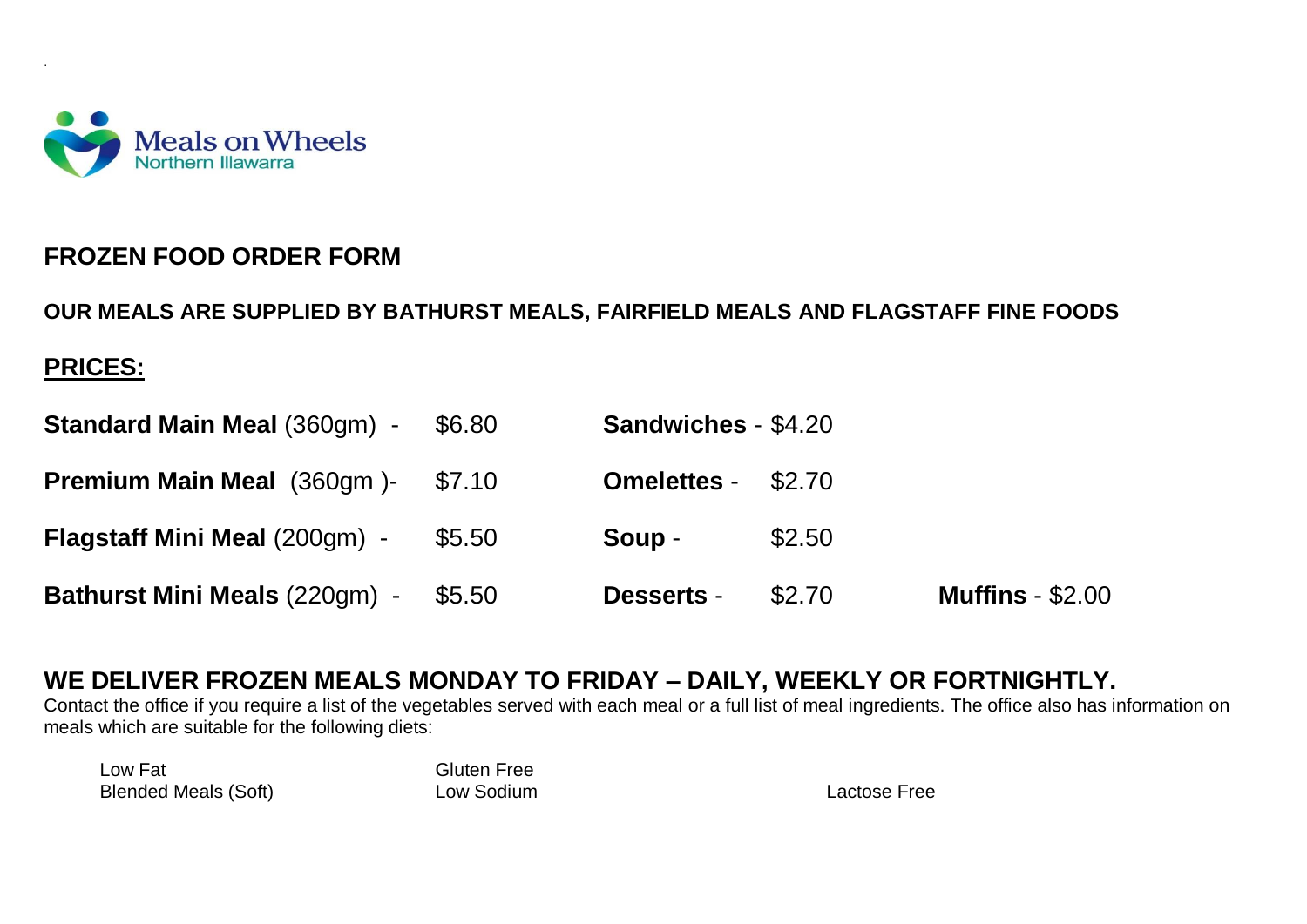Meals on Wheels
Northern Illawarra

## FROZEN FOOD ORDER FORM

### OUR MEALS ARE SUPPLIED BY BATHURST MEALS, FAIRFIELD MEALS AND FLAGSTAFF FINE FOODS

**PRICES:**

| | | | | |
|---|---|---|---|---|
| **Standard Main Meal** (360gm) - | $6.80 | **Sandwiches** - $4.20 | | |
| **Premium Main Meal** (360gm )- | $7.10 | **Omelettes** - | $2.70 | |
| **Flagstaff Mini Meal** (200gm) - | $5.50 | **Soup** - | $2.50 | |
| **Bathurst Mini Meals** (220gm) - | $5.50 | **Desserts** - | $2.70 | **Muffins** - $2.00 |

### WE DELIVER FROZEN MEALS MONDAY TO FRIDAY – DAILY, WEEKLY OR FORTNIGHTLY.

Contact the office if you require a list of the vegetables served with each meal or a full list of meal ingredients. The office also has information on meals which are suitable for the following diets:

- Low Fat
- Blended Meals (Soft)
- Gluten Free
- Low Sodium
- Lactose Free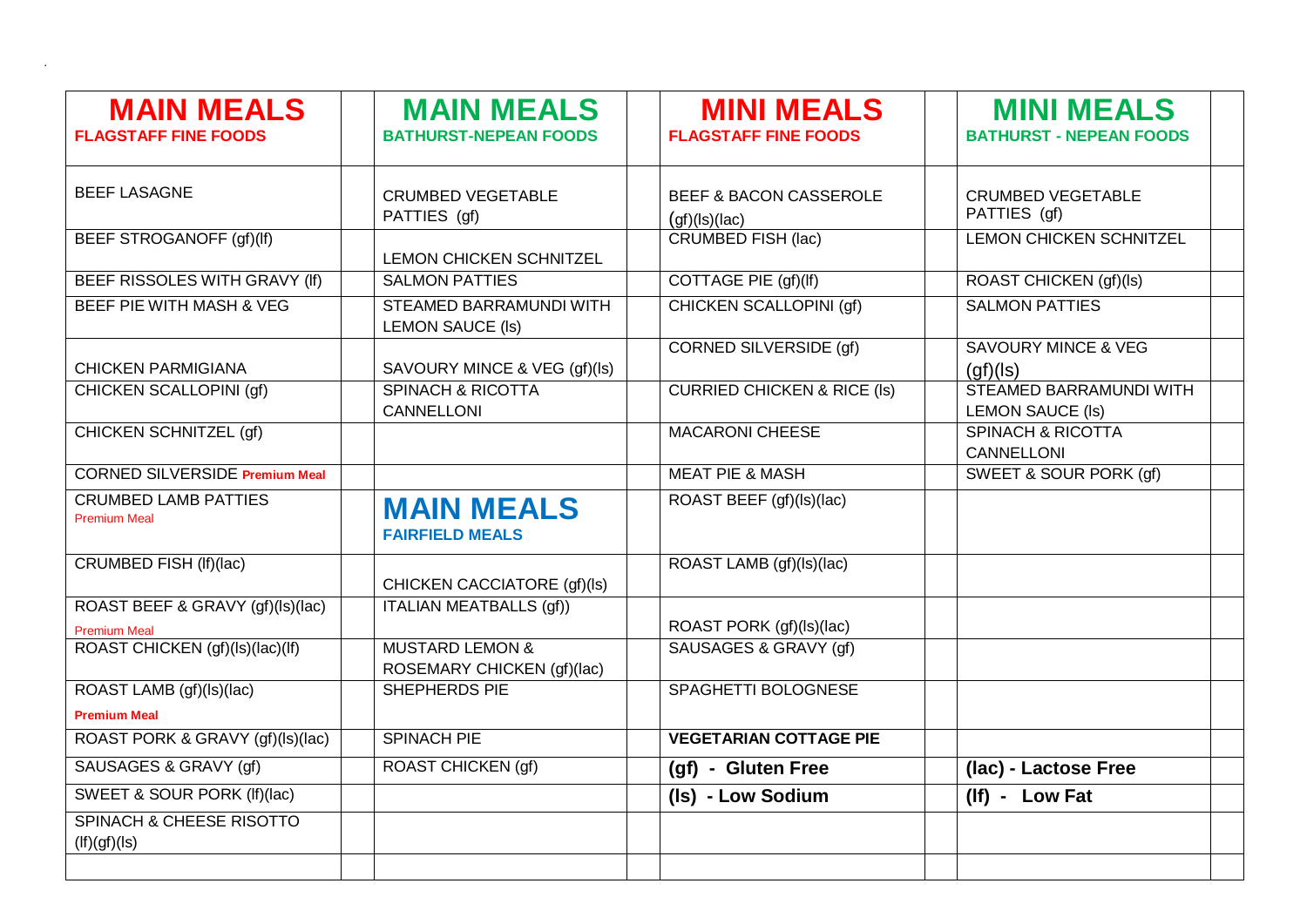| MAIN MEALS<br>FLAGSTAFF FINE FOODS | | MAIN MEALS<br>BATHURST-NEPEAN FOODS | | MINI MEALS<br>FLAGSTAFF FINE FOODS | | MINI MEALS<br>BATHURST - NEPEAN FOODS | |
|---|---|---|---|---|---|---|---|
| BEEF LASAGNE | | CRUMBED VEGETABLE PATTIES (gf) | | BEEF & BACON CASSEROLE (gf)(ls)(lac) | | CRUMBED VEGETABLE PATTIES (gf) | |
| BEEF STROGANOFF (gf)(lf) | | LEMON CHICKEN SCHNITZEL | | CRUMBED FISH (lac) | | LEMON CHICKEN SCHNITZEL | |
| BEEF RISSOLES WITH GRAVY (lf) | | SALMON PATTIES | | COTTAGE PIE (gf)(lf) | | ROAST CHICKEN (gf)(ls) | |
| BEEF PIE WITH MASH & VEG | | STEAMED BARRAMUNDI WITH LEMON SAUCE (ls) | | CHICKEN SCALLOPINI (gf) | | SALMON PATTIES | |
| CHICKEN PARMIGIANA | | SAVOURY MINCE & VEG (gf)(ls) | | CORNED SILVERSIDE (gf) | | SAVOURY MINCE & VEG (gf)(ls) | |
| CHICKEN SCALLOPINI (gf) | | SPINACH & RICOTTA CANNELLONI | | CURRIED CHICKEN & RICE (ls) | | STEAMED BARRAMUNDI WITH LEMON SAUCE (ls) | |
| CHICKEN SCHNITZEL (gf) | | | | MACARONI CHEESE | | SPINACH & RICOTTA CANNELLONI | |
| CORNED SILVERSIDE Premium Meal | | | | MEAT PIE & MASH | | SWEET & SOUR PORK (gf) | |
| CRUMBED LAMB PATTIES Premium Meal | | **MAIN MEALS**<br>**FAIRFIELD MEALS** | | ROAST BEEF (gf)(ls)(lac) | | | |
| CRUMBED FISH (lf)(lac) | | CHICKEN CACCIATORE (gf)(ls) | | ROAST LAMB (gf)(ls)(lac) | | | |
| ROAST BEEF & GRAVY (gf)(ls)(lac) Premium Meal | | ITALIAN MEATBALLS (gf)) | | ROAST PORK (gf)(ls)(lac) | | | |
| ROAST CHICKEN (gf)(ls)(lac)(lf) | | MUSTARD LEMON & ROSEMARY CHICKEN (gf)(lac) | | SAUSAGES & GRAVY (gf) | | | |
| ROAST LAMB (gf)(ls)(lac) **Premium Meal** | | SHEPHERDS PIE | | SPAGHETTI BOLOGNESE | | | |
| ROAST PORK & GRAVY (gf)(ls)(lac) | | SPINACH PIE | | **VEGETARIAN COTTAGE PIE** | | | |
| SAUSAGES & GRAVY (gf) | | ROAST CHICKEN (gf) | | **(gf) - Gluten Free** | | **(lac) - Lactose Free** | |
| SWEET & SOUR PORK (lf)(lac) | | | | **(ls) - Low Sodium** | | **(lf) - Low Fat** | |
| SPINACH & CHEESE RISOTTO (lf)(gf)(ls) | | | | | | | |
| | | | | | | | |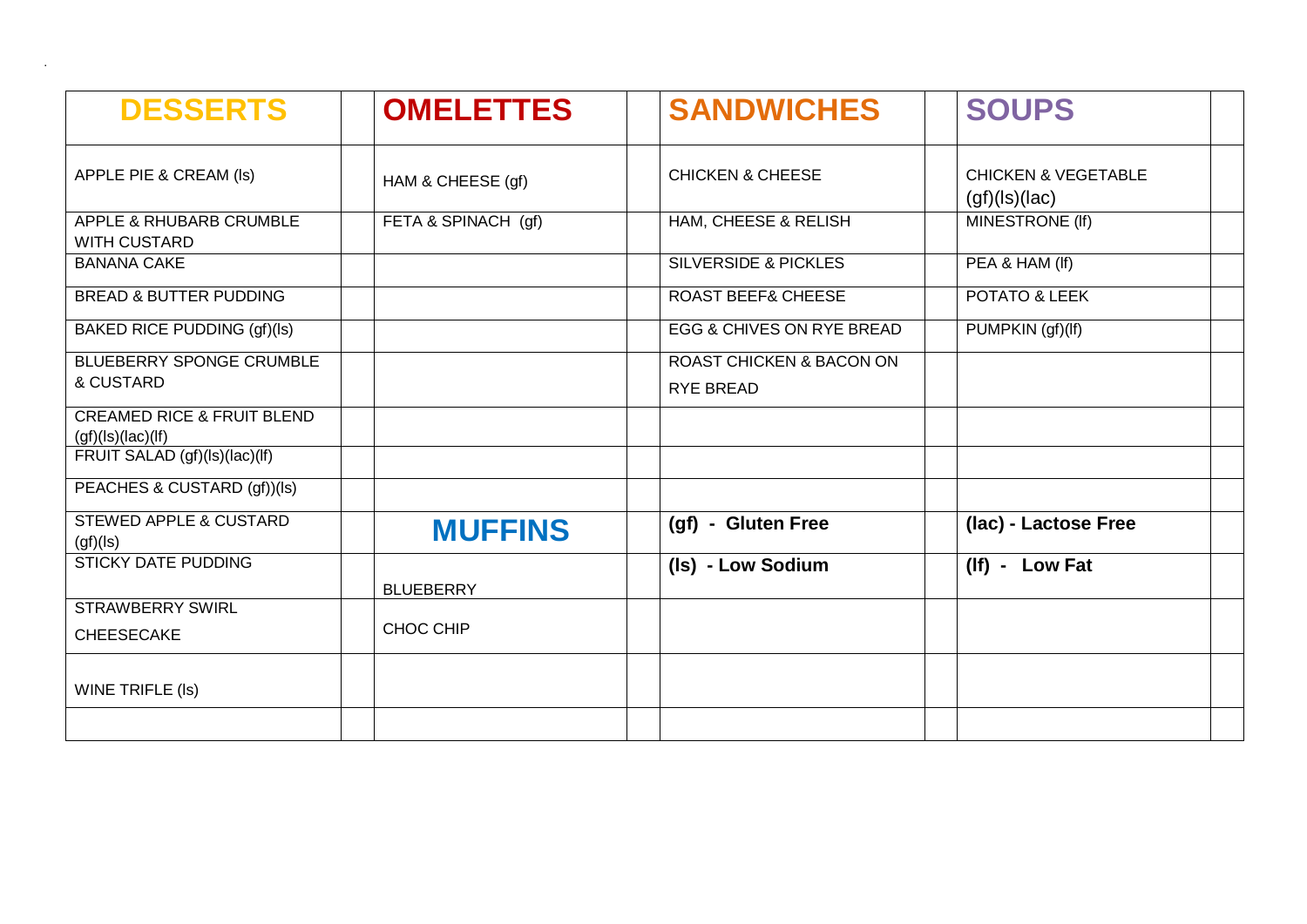| DESSERTS | | OMELETTES | | SANDWICHES | | SOUPS | |
|---|---|---|---|---|---|---|---|
| APPLE PIE & CREAM (ls) | | HAM & CHEESE (gf) | | CHICKEN & CHEESE | | CHICKEN & VEGETABLE (gf)(ls)(lac) | |
| APPLE & RHUBARB CRUMBLE WITH CUSTARD | | FETA & SPINACH (gf) | | HAM, CHEESE & RELISH | | MINESTRONE (lf) | |
| BANANA CAKE | | | | SILVERSIDE & PICKLES | | PEA & HAM (lf) | |
| BREAD & BUTTER PUDDING | | | | ROAST BEEF& CHEESE | | POTATO & LEEK | |
| BAKED RICE PUDDING (gf)(ls) | | | | EGG & CHIVES ON RYE BREAD | | PUMPKIN (gf)(lf) | |
| BLUEBERRY SPONGE CRUMBLE & CUSTARD | | | | ROAST CHICKEN & BACON ON RYE BREAD | | | |
| CREAMED RICE & FRUIT BLEND (gf)(ls)(lac)(lf) | | | | | | | |
| FRUIT SALAD (gf)(ls)(lac)(lf) | | | | | | | |
| PEACHES & CUSTARD (gf))(ls) | | | | | | | |
| STEWED APPLE & CUSTARD (gf)(ls) | | **MUFFINS** | | **(gf) - Gluten Free** | | **(lac) - Lactose Free** | |
| STICKY DATE PUDDING | | BLUEBERRY | | **(ls) - Low Sodium** | | **(lf) - Low Fat** | |
| STRAWBERRY SWIRL CHEESECAKE | | CHOC CHIP | | | | | |
| WINE TRIFLE (ls) | | | | | | | |
| | | | | | | | |